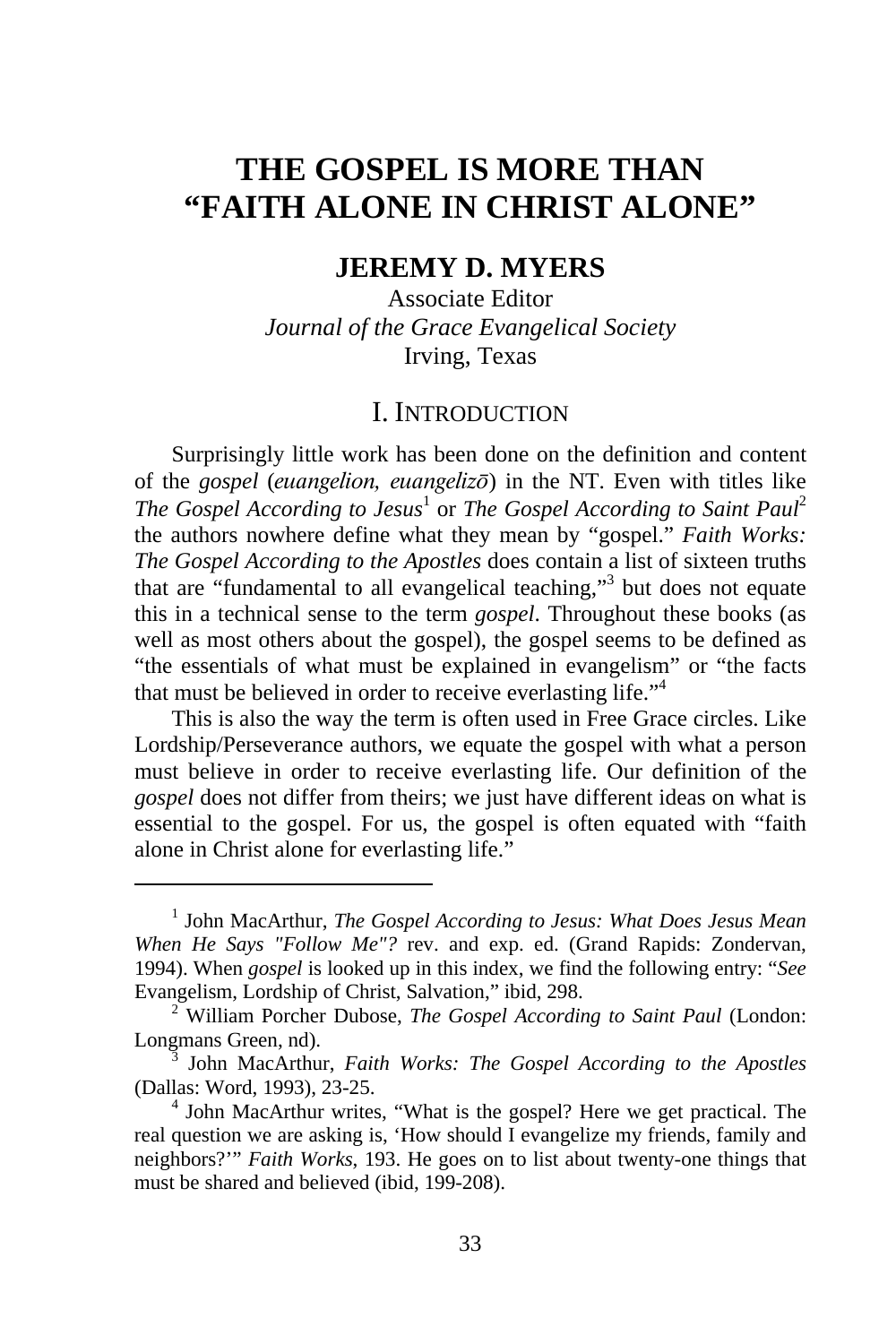# THE GOSPEL IS MORE THAN "FAITH ALONE IN CHRIST ALONE"

## JEREMY D. MYERS

Associate Editor
*Journal of the Grace Evangelical Society*
Irving, Texas

## I. INTRODUCTION

Surprisingly little work has been done on the definition and content of the *gospel* (*euangelion, euangelizō*) in the NT. Even with titles like *The Gospel According to Jesus*[1] or *The Gospel According to Saint Paul*[2] the authors nowhere define what they mean by "gospel." *Faith Works: The Gospel According to the Apostles* does contain a list of sixteen truths that are "fundamental to all evangelical teaching,"[3] but does not equate this in a technical sense to the term *gospel*. Throughout these books (as well as most others about the gospel), the gospel seems to be defined as "the essentials of what must be explained in evangelism" or "the facts that must be believed in order to receive everlasting life."[4]

This is also the way the term is often used in Free Grace circles. Like Lordship/Perseverance authors, we equate the gospel with what a person must believe in order to receive everlasting life. Our definition of the *gospel* does not differ from theirs; we just have different ideas on what is essential to the gospel. For us, the gospel is often equated with "faith alone in Christ alone for everlasting life."

---

[1] John MacArthur, *The Gospel According to Jesus: What Does Jesus Mean When He Says "Follow Me"?* rev. and exp. ed. (Grand Rapids: Zondervan, 1994). When *gospel* is looked up in this index, we find the following entry: "*See* Evangelism, Lordship of Christ, Salvation," ibid, 298.

[2] William Porcher Dubose, *The Gospel According to Saint Paul* (London: Longmans Green, nd).

[3] John MacArthur, *Faith Works: The Gospel According to the Apostles* (Dallas: Word, 1993), 23-25.

[4] John MacArthur writes, "What is the gospel? Here we get practical. The real question we are asking is, 'How should I evangelize my friends, family and neighbors?'" *Faith Works*, 193. He goes on to list about twenty-one things that must be shared and believed (ibid, 199-208).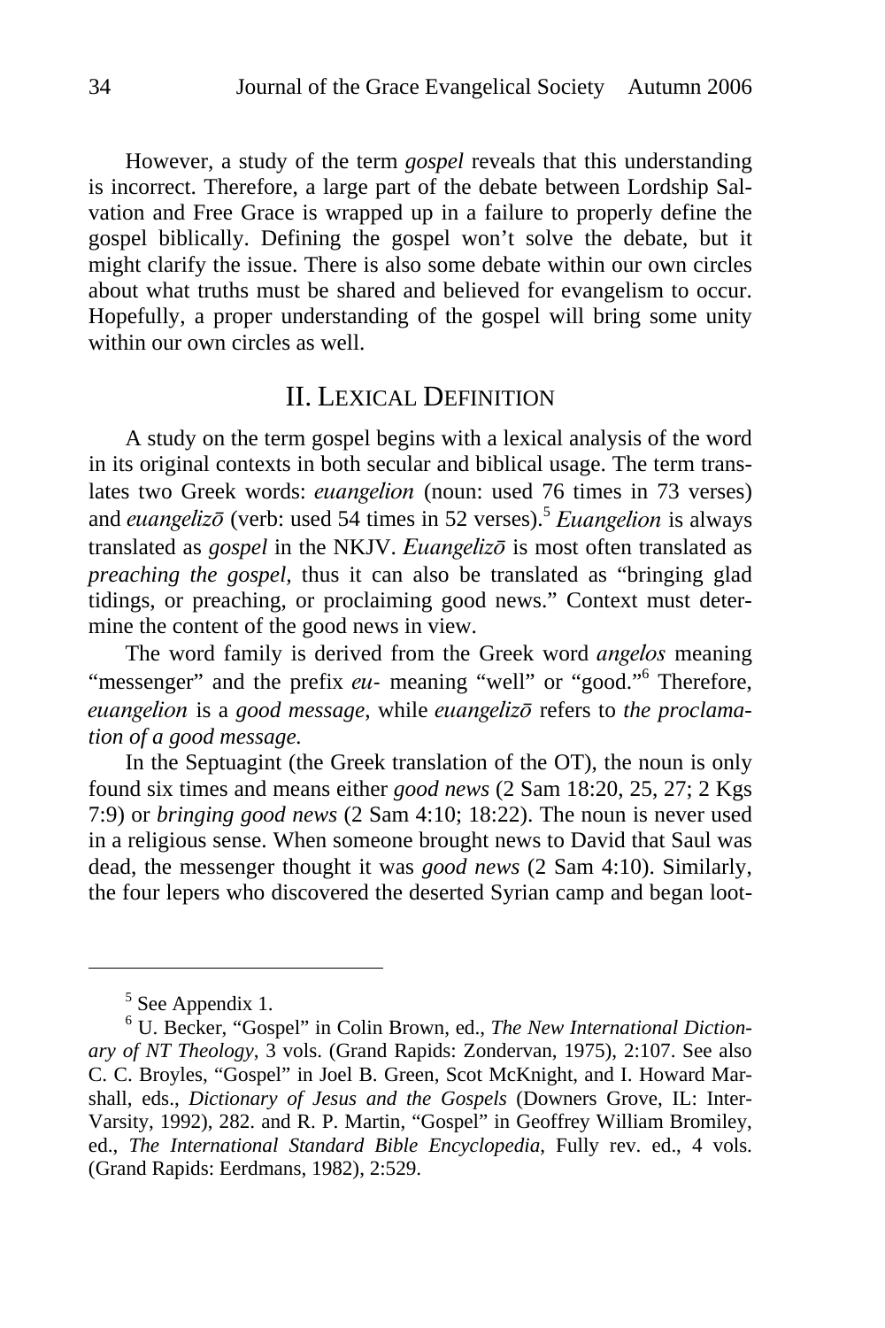However, a study of the term *gospel* reveals that this understanding is incorrect. Therefore, a large part of the debate between Lordship Salvation and Free Grace is wrapped up in a failure to properly define the gospel biblically. Defining the gospel won't solve the debate, but it might clarify the issue. There is also some debate within our own circles about what truths must be shared and believed for evangelism to occur. Hopefully, a proper understanding of the gospel will bring some unity within our own circles as well.

## II. Lexical Definition

A study on the term gospel begins with a lexical analysis of the word in its original contexts in both secular and biblical usage. The term translates two Greek words: *euangelion* (noun: used 76 times in 73 verses) and *euangelizō* (verb: used 54 times in 52 verses).[5] *Euangelion* is always translated as *gospel* in the NKJV. *Euangelizō* is most often translated as *preaching the gospel*, thus it can also be translated as "bringing glad tidings, or preaching, or proclaiming good news." Context must determine the content of the good news in view.

The word family is derived from the Greek word *angelos* meaning "messenger" and the prefix *eu-* meaning "well" or "good."[6] Therefore, *euangelion* is a *good message*, while *euangelizō* refers to *the proclamation of a good message.*

In the Septuagint (the Greek translation of the OT), the noun is only found six times and means either *good news* (2 Sam 18:20, 25, 27; 2 Kgs 7:9) or *bringing good news* (2 Sam 4:10; 18:22). The noun is never used in a religious sense. When someone brought news to David that Saul was dead, the messenger thought it was *good news* (2 Sam 4:10). Similarly, the four lepers who discovered the deserted Syrian camp and began loot-

---

[5] See Appendix 1.

[6] U. Becker, "Gospel" in Colin Brown, ed., *The New International Dictionary of NT Theology*, 3 vols. (Grand Rapids: Zondervan, 1975), 2:107. See also C. C. Broyles, "Gospel" in Joel B. Green, Scot McKnight, and I. Howard Marshall, eds., *Dictionary of Jesus and the Gospels* (Downers Grove, IL: InterVarsity, 1992), 282. and R. P. Martin, "Gospel" in Geoffrey William Bromiley, ed., *The International Standard Bible Encyclopedia*, Fully rev. ed., 4 vols. (Grand Rapids: Eerdmans, 1982), 2:529.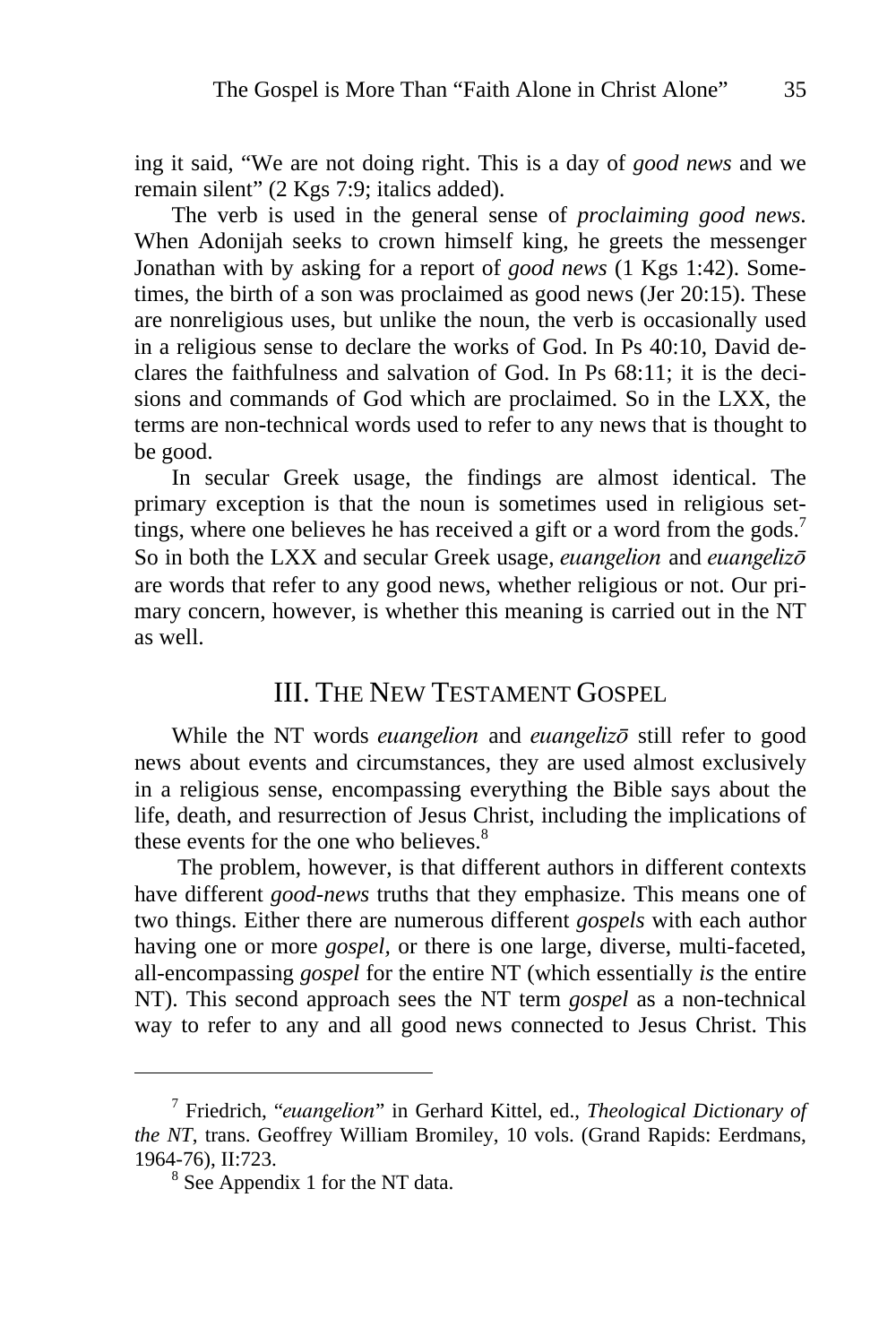ing it said, "We are not doing right. This is a day of *good news* and we remain silent" (2 Kgs 7:9; italics added).

The verb is used in the general sense of *proclaiming good news*. When Adonijah seeks to crown himself king, he greets the messenger Jonathan with by asking for a report of *good news* (1 Kgs 1:42). Sometimes, the birth of a son was proclaimed as good news (Jer 20:15). These are nonreligious uses, but unlike the noun, the verb is occasionally used in a religious sense to declare the works of God. In Ps 40:10, David declares the faithfulness and salvation of God. In Ps 68:11; it is the decisions and commands of God which are proclaimed. So in the LXX, the terms are non-technical words used to refer to any news that is thought to be good.

In secular Greek usage, the findings are almost identical. The primary exception is that the noun is sometimes used in religious settings, where one believes he has received a gift or a word from the gods.[7] So in both the LXX and secular Greek usage, *euangelion* and *euangelizō* are words that refer to any good news, whether religious or not. Our primary concern, however, is whether this meaning is carried out in the NT as well.

## III. The New Testament Gospel

While the NT words *euangelion* and *euangelizō* still refer to good news about events and circumstances, they are used almost exclusively in a religious sense, encompassing everything the Bible says about the life, death, and resurrection of Jesus Christ, including the implications of these events for the one who believes.[8]

The problem, however, is that different authors in different contexts have different *good-news* truths that they emphasize. This means one of two things. Either there are numerous different *gospels* with each author having one or more *gospel*, or there is one large, diverse, multi-faceted, all-encompassing *gospel* for the entire NT (which essentially *is* the entire NT). This second approach sees the NT term *gospel* as a non-technical way to refer to any and all good news connected to Jesus Christ. This

---

[7] Friedrich, "*euangelion*" in Gerhard Kittel, ed., *Theological Dictionary of the NT*, trans. Geoffrey William Bromiley, 10 vols. (Grand Rapids: Eerdmans, 1964-76), II:723.

[8] See Appendix 1 for the NT data.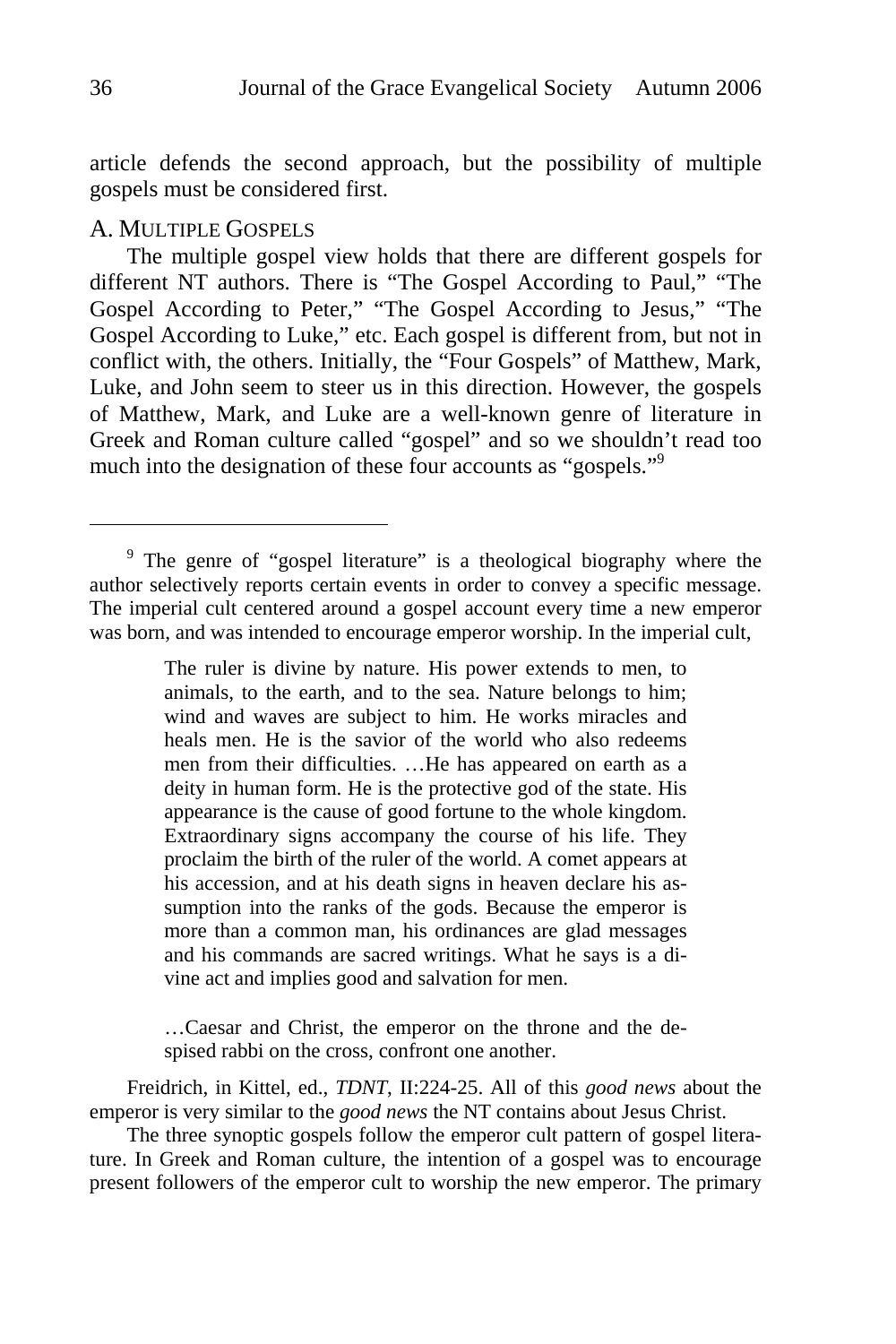article defends the second approach, but the possibility of multiple gospels must be considered first.

## A. Multiple Gospels

The multiple gospel view holds that there are different gospels for different NT authors. There is "The Gospel According to Paul," "The Gospel According to Peter," "The Gospel According to Jesus," "The Gospel According to Luke," etc. Each gospel is different from, but not in conflict with, the others. Initially, the "Four Gospels" of Matthew, Mark, Luke, and John seem to steer us in this direction. However, the gospels of Matthew, Mark, and Luke are a well-known genre of literature in Greek and Roman culture called "gospel" and so we shouldn't read too much into the designation of these four accounts as "gospels."[9]

---

[9] The genre of "gospel literature" is a theological biography where the author selectively reports certain events in order to convey a specific message. The imperial cult centered around a gospel account every time a new emperor was born, and was intended to encourage emperor worship. In the imperial cult,

> The ruler is divine by nature. His power extends to men, to animals, to the earth, and to the sea. Nature belongs to him; wind and waves are subject to him. He works miracles and heals men. He is the savior of the world who also redeems men from their difficulties. …He has appeared on earth as a deity in human form. He is the protective god of the state. His appearance is the cause of good fortune to the whole kingdom. Extraordinary signs accompany the course of his life. They proclaim the birth of the ruler of the world. A comet appears at his accession, and at his death signs in heaven declare his assumption into the ranks of the gods. Because the emperor is more than a common man, his ordinances are glad messages and his commands are sacred writings. What he says is a divine act and implies good and salvation for men.
>
> …Caesar and Christ, the emperor on the throne and the despised rabbi on the cross, confront one another.

Freidrich, in Kittel, ed., *TDNT*, II:224-25. All of this *good news* about the emperor is very similar to the *good news* the NT contains about Jesus Christ.

The three synoptic gospels follow the emperor cult pattern of gospel literature. In Greek and Roman culture, the intention of a gospel was to encourage present followers of the emperor cult to worship the new emperor. The primary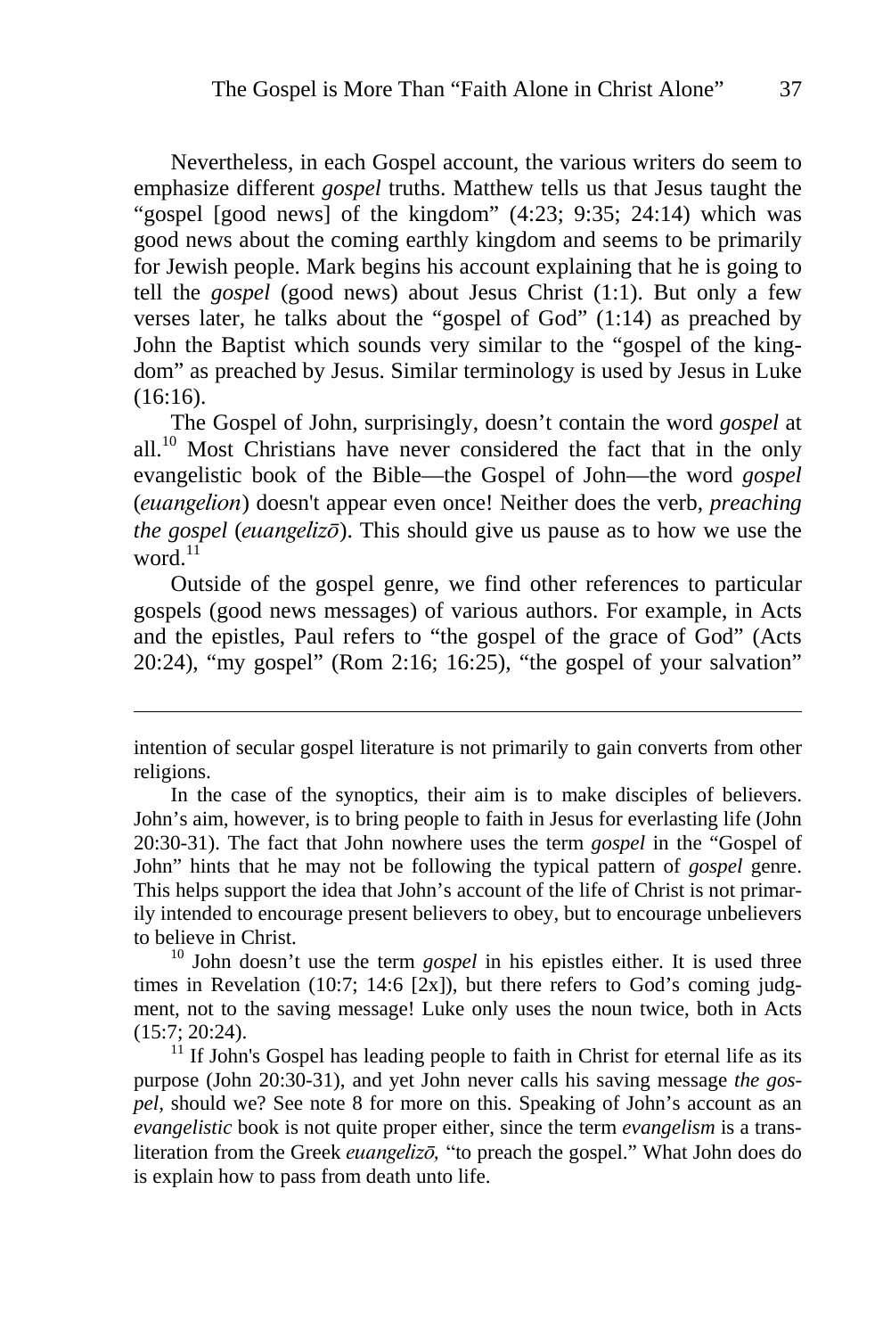Nevertheless, in each Gospel account, the various writers do seem to emphasize different *gospel* truths. Matthew tells us that Jesus taught the "gospel [good news] of the kingdom" (4:23; 9:35; 24:14) which was good news about the coming earthly kingdom and seems to be primarily for Jewish people. Mark begins his account explaining that he is going to tell the *gospel* (good news) about Jesus Christ (1:1). But only a few verses later, he talks about the "gospel of God" (1:14) as preached by John the Baptist which sounds very similar to the "gospel of the kingdom" as preached by Jesus. Similar terminology is used by Jesus in Luke (16:16).

The Gospel of John, surprisingly, doesn't contain the word *gospel* at all.[10] Most Christians have never considered the fact that in the only evangelistic book of the Bible—the Gospel of John—the word *gospel* (*euangelion*) doesn't appear even once! Neither does the verb, *preaching the gospel* (*euangelizō*). This should give us pause as to how we use the word.[11]

Outside of the gospel genre, we find other references to particular gospels (good news messages) of various authors. For example, in Acts and the epistles, Paul refers to "the gospel of the grace of God" (Acts 20:24), "my gospel" (Rom 2:16; 16:25), "the gospel of your salvation"

---

intention of secular gospel literature is not primarily to gain converts from other religions.

In the case of the synoptics, their aim is to make disciples of believers. John's aim, however, is to bring people to faith in Jesus for everlasting life (John 20:30-31). The fact that John nowhere uses the term *gospel* in the "Gospel of John" hints that he may not be following the typical pattern of *gospel* genre. This helps support the idea that John's account of the life of Christ is not primarily intended to encourage present believers to obey, but to encourage unbelievers to believe in Christ.

[10] John doesn't use the term *gospel* in his epistles either. It is used three times in Revelation (10:7; 14:6 [2x]), but there refers to God's coming judgment, not to the saving message! Luke only uses the noun twice, both in Acts (15:7; 20:24).

[11] If John's Gospel has leading people to faith in Christ for eternal life as its purpose (John 20:30-31), and yet John never calls his saving message *the gospel*, should we? See note 8 for more on this. Speaking of John's account as an *evangelistic* book is not quite proper either, since the term *evangelism* is a transliteration from the Greek *euangelizō,* "to preach the gospel." What John does do is explain how to pass from death unto life.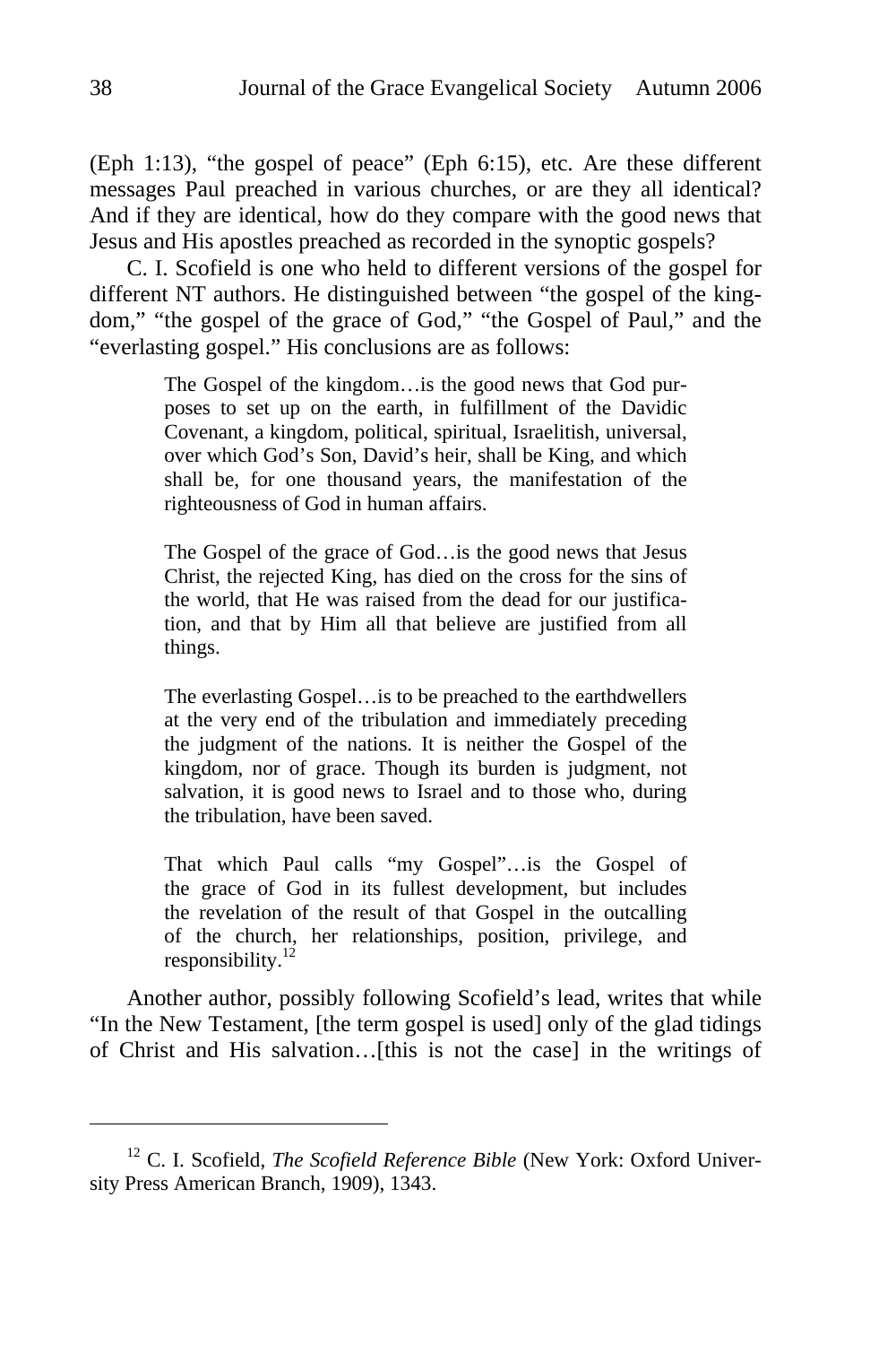(Eph 1:13), "the gospel of peace" (Eph 6:15), etc. Are these different messages Paul preached in various churches, or are they all identical? And if they are identical, how do they compare with the good news that Jesus and His apostles preached as recorded in the synoptic gospels?

C. I. Scofield is one who held to different versions of the gospel for different NT authors. He distinguished between "the gospel of the kingdom," "the gospel of the grace of God," "the Gospel of Paul," and the "everlasting gospel." His conclusions are as follows:

> The Gospel of the kingdom…is the good news that God purposes to set up on the earth, in fulfillment of the Davidic Covenant, a kingdom, political, spiritual, Israelitish, universal, over which God's Son, David's heir, shall be King, and which shall be, for one thousand years, the manifestation of the righteousness of God in human affairs.
>
> The Gospel of the grace of God…is the good news that Jesus Christ, the rejected King, has died on the cross for the sins of the world, that He was raised from the dead for our justification, and that by Him all that believe are justified from all things.
>
> The everlasting Gospel…is to be preached to the earthdwellers at the very end of the tribulation and immediately preceding the judgment of the nations. It is neither the Gospel of the kingdom, nor of grace. Though its burden is judgment, not salvation, it is good news to Israel and to those who, during the tribulation, have been saved.
>
> That which Paul calls "my Gospel"…is the Gospel of the grace of God in its fullest development, but includes the revelation of the result of that Gospel in the outcalling of the church, her relationships, position, privilege, and responsibility.[12]

Another author, possibly following Scofield's lead, writes that while "In the New Testament, [the term gospel is used] only of the glad tidings of Christ and His salvation…[this is not the case] in the writings of

---

[12] C. I. Scofield, *The Scofield Reference Bible* (New York: Oxford University Press American Branch, 1909), 1343.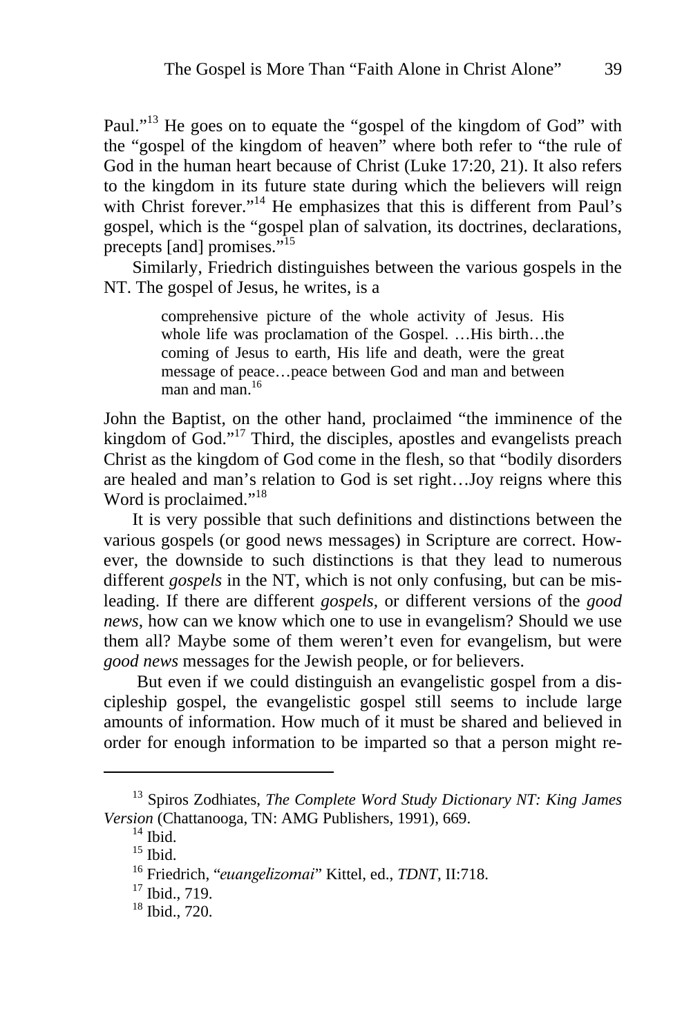Paul."[13] He goes on to equate the "gospel of the kingdom of God" with the "gospel of the kingdom of heaven" where both refer to "the rule of God in the human heart because of Christ (Luke 17:20, 21). It also refers to the kingdom in its future state during which the believers will reign with Christ forever."[14] He emphasizes that this is different from Paul's gospel, which is the "gospel plan of salvation, its doctrines, declarations, precepts [and] promises."[15]

Similarly, Friedrich distinguishes between the various gospels in the NT. The gospel of Jesus, he writes, is a

> comprehensive picture of the whole activity of Jesus. His whole life was proclamation of the Gospel. …His birth…the coming of Jesus to earth, His life and death, were the great message of peace…peace between God and man and between man and man.[16]

John the Baptist, on the other hand, proclaimed "the imminence of the kingdom of God."[17] Third, the disciples, apostles and evangelists preach Christ as the kingdom of God come in the flesh, so that "bodily disorders are healed and man's relation to God is set right…Joy reigns where this Word is proclaimed."[18]

It is very possible that such definitions and distinctions between the various gospels (or good news messages) in Scripture are correct. However, the downside to such distinctions is that they lead to numerous different *gospels* in the NT, which is not only confusing, but can be misleading. If there are different *gospels*, or different versions of the *good news*, how can we know which one to use in evangelism? Should we use them all? Maybe some of them weren't even for evangelism, but were *good news* messages for the Jewish people, or for believers.

But even if we could distinguish an evangelistic gospel from a discipleship gospel, the evangelistic gospel still seems to include large amounts of information. How much of it must be shared and believed in order for enough information to be imparted so that a person might re-

---

[13] Spiros Zodhiates, *The Complete Word Study Dictionary NT: King James Version* (Chattanooga, TN: AMG Publishers, 1991), 669.

[14] Ibid.

[15] Ibid.

[16] Friedrich, "*euangelizomai*" Kittel, ed., *TDNT*, II:718.

[17] Ibid., 719.

[18] Ibid., 720.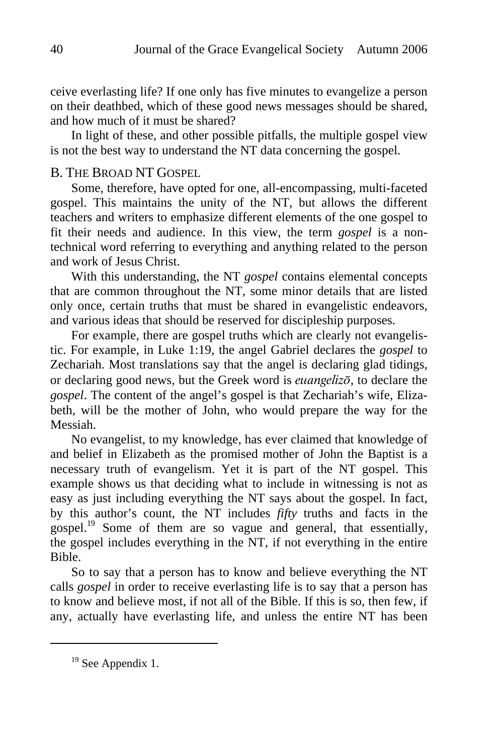ceive everlasting life? If one only has five minutes to evangelize a person on their deathbed, which of these good news messages should be shared, and how much of it must be shared?

In light of these, and other possible pitfalls, the multiple gospel view is not the best way to understand the NT data concerning the gospel.

### B. The Broad NT Gospel

Some, therefore, have opted for one, all-encompassing, multi-faceted gospel. This maintains the unity of the NT, but allows the different teachers and writers to emphasize different elements of the one gospel to fit their needs and audience. In this view, the term *gospel* is a non-technical word referring to everything and anything related to the person and work of Jesus Christ.

With this understanding, the NT *gospel* contains elemental concepts that are common throughout the NT, some minor details that are listed only once, certain truths that must be shared in evangelistic endeavors, and various ideas that should be reserved for discipleship purposes.

For example, there are gospel truths which are clearly not evangelistic. For example, in Luke 1:19, the angel Gabriel declares the *gospel* to Zechariah. Most translations say that the angel is declaring glad tidings, or declaring good news, but the Greek word is *euangelizō*, to declare the *gospel*. The content of the angel's gospel is that Zechariah's wife, Elizabeth, will be the mother of John, who would prepare the way for the Messiah.

No evangelist, to my knowledge, has ever claimed that knowledge of and belief in Elizabeth as the promised mother of John the Baptist is a necessary truth of evangelism. Yet it is part of the NT gospel. This example shows us that deciding what to include in witnessing is not as easy as just including everything the NT says about the gospel. In fact, by this author's count, the NT includes *fifty* truths and facts in the gospel.[19] Some of them are so vague and general, that essentially, the gospel includes everything in the NT, if not everything in the entire Bible.

So to say that a person has to know and believe everything the NT calls *gospel* in order to receive everlasting life is to say that a person has to know and believe most, if not all of the Bible. If this is so, then few, if any, actually have everlasting life, and unless the entire NT has been

[19] See Appendix 1.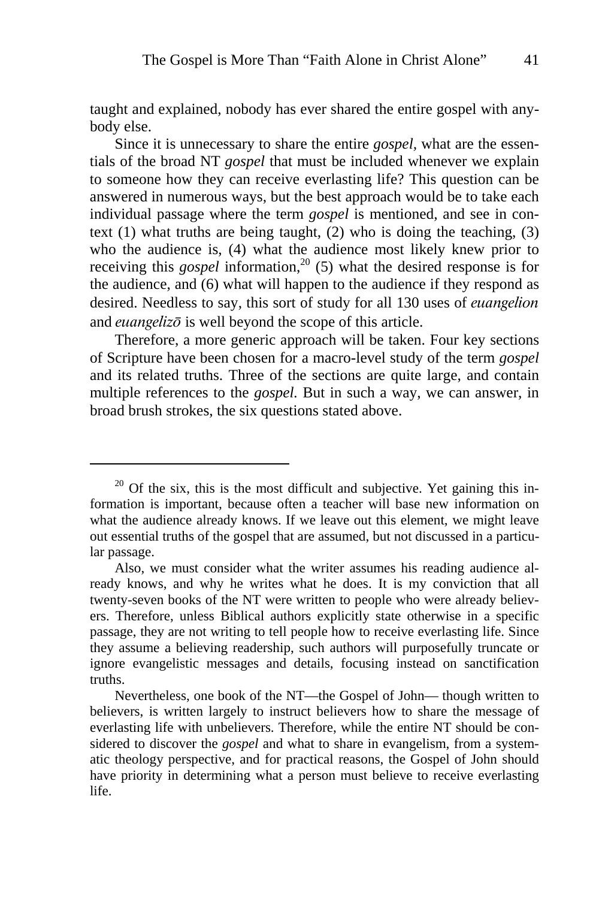taught and explained, nobody has ever shared the entire gospel with anybody else.

Since it is unnecessary to share the entire *gospel,* what are the essentials of the broad NT *gospel* that must be included whenever we explain to someone how they can receive everlasting life? This question can be answered in numerous ways, but the best approach would be to take each individual passage where the term *gospel* is mentioned, and see in context (1) what truths are being taught, (2) who is doing the teaching, (3) who the audience is, (4) what the audience most likely knew prior to receiving this *gospel* information,[20] (5) what the desired response is for the audience, and (6) what will happen to the audience if they respond as desired. Needless to say, this sort of study for all 130 uses of *euangelion* and *euangelizō* is well beyond the scope of this article.

Therefore, a more generic approach will be taken. Four key sections of Scripture have been chosen for a macro-level study of the term *gospel* and its related truths. Three of the sections are quite large, and contain multiple references to the *gospel.* But in such a way, we can answer, in broad brush strokes, the six questions stated above.

---

[20] Of the six, this is the most difficult and subjective. Yet gaining this information is important, because often a teacher will base new information on what the audience already knows. If we leave out this element, we might leave out essential truths of the gospel that are assumed, but not discussed in a particular passage.

Also, we must consider what the writer assumes his reading audience already knows, and why he writes what he does. It is my conviction that all twenty-seven books of the NT were written to people who were already believers. Therefore, unless Biblical authors explicitly state otherwise in a specific passage, they are not writing to tell people how to receive everlasting life. Since they assume a believing readership, such authors will purposefully truncate or ignore evangelistic messages and details, focusing instead on sanctification truths.

Nevertheless, one book of the NT—the Gospel of John— though written to believers, is written largely to instruct believers how to share the message of everlasting life with unbelievers. Therefore, while the entire NT should be considered to discover the *gospel* and what to share in evangelism, from a systematic theology perspective, and for practical reasons, the Gospel of John should have priority in determining what a person must believe to receive everlasting life.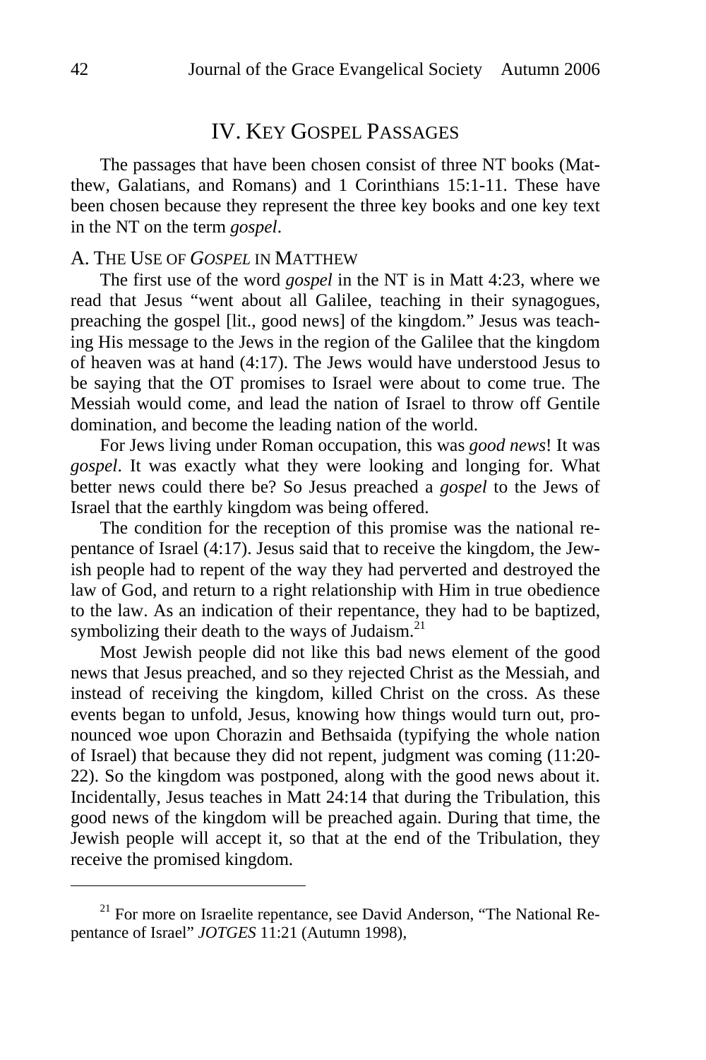## IV. Key Gospel Passages

The passages that have been chosen consist of three NT books (Matthew, Galatians, and Romans) and 1 Corinthians 15:1-11. These have been chosen because they represent the three key books and one key text in the NT on the term *gospel*.

### A. The Use of *Gospel* in Matthew

The first use of the word *gospel* in the NT is in Matt 4:23, where we read that Jesus "went about all Galilee, teaching in their synagogues, preaching the gospel [lit., good news] of the kingdom." Jesus was teaching His message to the Jews in the region of the Galilee that the kingdom of heaven was at hand (4:17). The Jews would have understood Jesus to be saying that the OT promises to Israel were about to come true. The Messiah would come, and lead the nation of Israel to throw off Gentile domination, and become the leading nation of the world.

For Jews living under Roman occupation, this was *good news*! It was *gospel*. It was exactly what they were looking and longing for. What better news could there be? So Jesus preached a *gospel* to the Jews of Israel that the earthly kingdom was being offered.

The condition for the reception of this promise was the national repentance of Israel (4:17). Jesus said that to receive the kingdom, the Jewish people had to repent of the way they had perverted and destroyed the law of God, and return to a right relationship with Him in true obedience to the law. As an indication of their repentance, they had to be baptized, symbolizing their death to the ways of Judaism.[21]

Most Jewish people did not like this bad news element of the good news that Jesus preached, and so they rejected Christ as the Messiah, and instead of receiving the kingdom, killed Christ on the cross. As these events began to unfold, Jesus, knowing how things would turn out, pronounced woe upon Chorazin and Bethsaida (typifying the whole nation of Israel) that because they did not repent, judgment was coming (11:20-22). So the kingdom was postponed, along with the good news about it. Incidentally, Jesus teaches in Matt 24:14 that during the Tribulation, this good news of the kingdom will be preached again. During that time, the Jewish people will accept it, so that at the end of the Tribulation, they receive the promised kingdom.

---

[21] For more on Israelite repentance, see David Anderson, "The National Repentance of Israel" *JOTGES* 11:21 (Autumn 1998),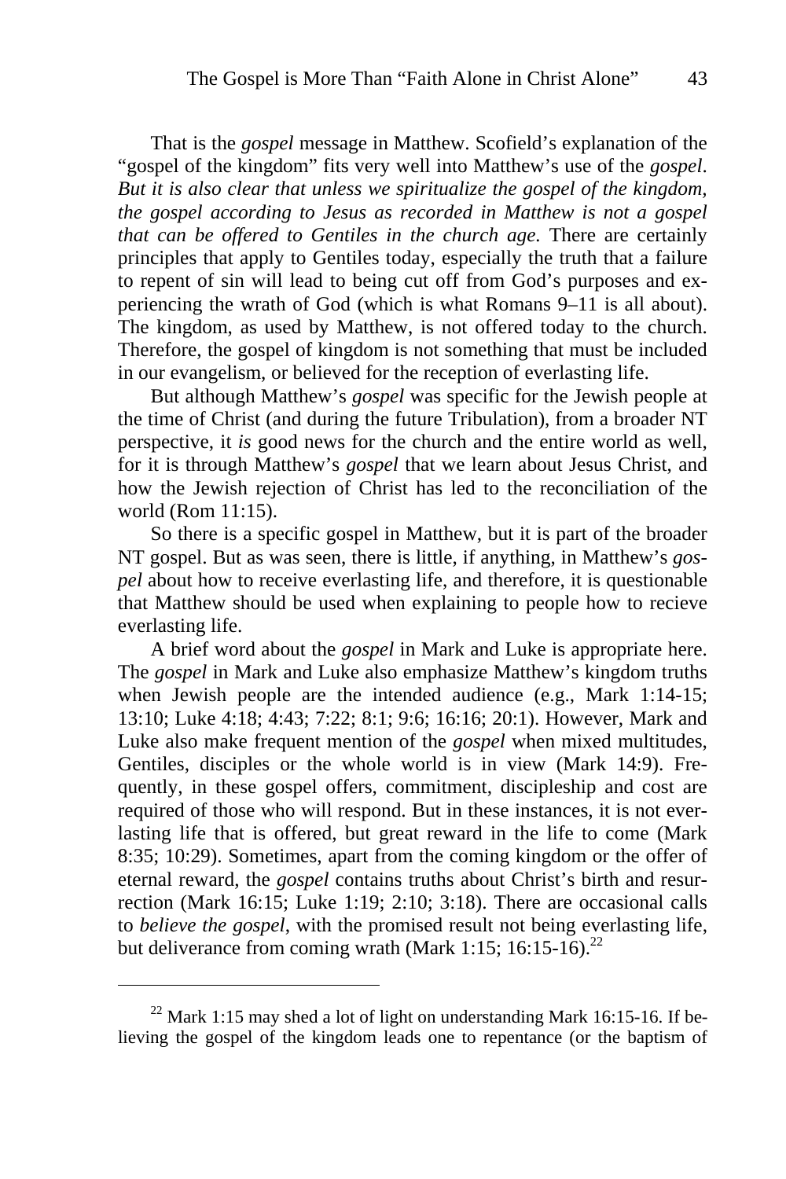That is the *gospel* message in Matthew. Scofield's explanation of the "gospel of the kingdom" fits very well into Matthew's use of the *gospel*. *But it is also clear that unless we spiritualize the gospel of the kingdom, the gospel according to Jesus as recorded in Matthew is not a gospel that can be offered to Gentiles in the church age.* There are certainly principles that apply to Gentiles today, especially the truth that a failure to repent of sin will lead to being cut off from God's purposes and experiencing the wrath of God (which is what Romans 9–11 is all about). The kingdom, as used by Matthew, is not offered today to the church. Therefore, the gospel of kingdom is not something that must be included in our evangelism, or believed for the reception of everlasting life.

But although Matthew's *gospel* was specific for the Jewish people at the time of Christ (and during the future Tribulation), from a broader NT perspective, it *is* good news for the church and the entire world as well, for it is through Matthew's *gospel* that we learn about Jesus Christ, and how the Jewish rejection of Christ has led to the reconciliation of the world (Rom 11:15).

So there is a specific gospel in Matthew, but it is part of the broader NT gospel. But as was seen, there is little, if anything, in Matthew's *gospel* about how to receive everlasting life, and therefore, it is questionable that Matthew should be used when explaining to people how to recieve everlasting life.

A brief word about the *gospel* in Mark and Luke is appropriate here. The *gospel* in Mark and Luke also emphasize Matthew's kingdom truths when Jewish people are the intended audience (e.g., Mark 1:14-15; 13:10; Luke 4:18; 4:43; 7:22; 8:1; 9:6; 16:16; 20:1). However, Mark and Luke also make frequent mention of the *gospel* when mixed multitudes, Gentiles, disciples or the whole world is in view (Mark 14:9). Frequently, in these gospel offers, commitment, discipleship and cost are required of those who will respond. But in these instances, it is not everlasting life that is offered, but great reward in the life to come (Mark 8:35; 10:29). Sometimes, apart from the coming kingdom or the offer of eternal reward, the *gospel* contains truths about Christ's birth and resurrection (Mark 16:15; Luke 1:19; 2:10; 3:18). There are occasional calls to *believe the gospel*, with the promised result not being everlasting life, but deliverance from coming wrath (Mark 1:15; 16:15-16).[22]

---

[22] Mark 1:15 may shed a lot of light on understanding Mark 16:15-16. If believing the gospel of the kingdom leads one to repentance (or the baptism of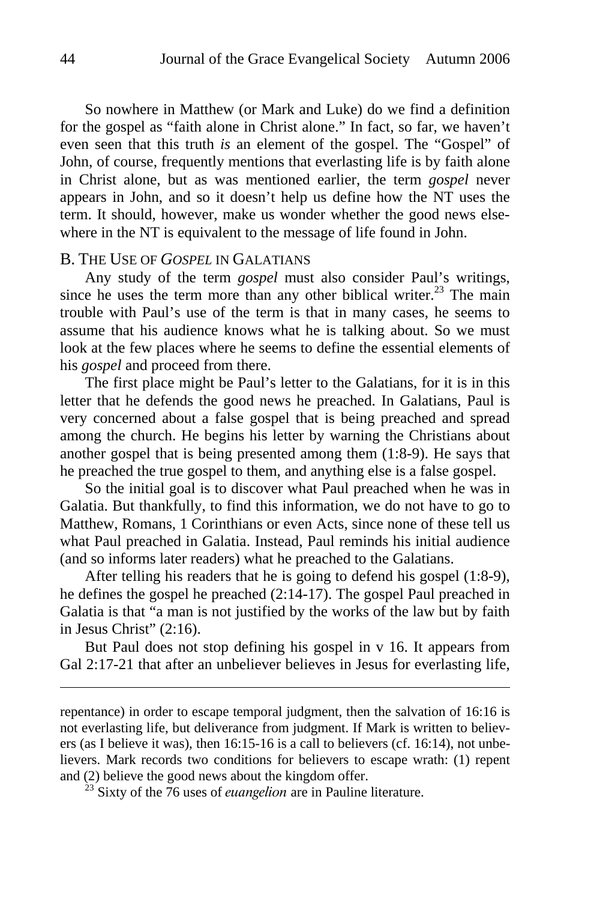So nowhere in Matthew (or Mark and Luke) do we find a definition for the gospel as "faith alone in Christ alone." In fact, so far, we haven't even seen that this truth *is* an element of the gospel. The "Gospel" of John, of course, frequently mentions that everlasting life is by faith alone in Christ alone, but as was mentioned earlier, the term *gospel* never appears in John, and so it doesn't help us define how the NT uses the term. It should, however, make us wonder whether the good news elsewhere in the NT is equivalent to the message of life found in John.

## B. The Use of *Gospel* in Galatians

Any study of the term *gospel* must also consider Paul's writings, since he uses the term more than any other biblical writer.[23] The main trouble with Paul's use of the term is that in many cases, he seems to assume that his audience knows what he is talking about. So we must look at the few places where he seems to define the essential elements of his *gospel* and proceed from there.

The first place might be Paul's letter to the Galatians, for it is in this letter that he defends the good news he preached. In Galatians, Paul is very concerned about a false gospel that is being preached and spread among the church. He begins his letter by warning the Christians about another gospel that is being presented among them (1:8-9). He says that he preached the true gospel to them, and anything else is a false gospel.

So the initial goal is to discover what Paul preached when he was in Galatia. But thankfully, to find this information, we do not have to go to Matthew, Romans, 1 Corinthians or even Acts, since none of these tell us what Paul preached in Galatia. Instead, Paul reminds his initial audience (and so informs later readers) what he preached to the Galatians.

After telling his readers that he is going to defend his gospel (1:8-9), he defines the gospel he preached (2:14-17). The gospel Paul preached in Galatia is that "a man is not justified by the works of the law but by faith in Jesus Christ" (2:16).

But Paul does not stop defining his gospel in v 16. It appears from Gal 2:17-21 that after an unbeliever believes in Jesus for everlasting life,

---

repentance) in order to escape temporal judgment, then the salvation of 16:16 is not everlasting life, but deliverance from judgment. If Mark is written to believers (as I believe it was), then 16:15-16 is a call to believers (cf. 16:14), not unbelievers. Mark records two conditions for believers to escape wrath: (1) repent and (2) believe the good news about the kingdom offer.

[23] Sixty of the 76 uses of *euangelion* are in Pauline literature.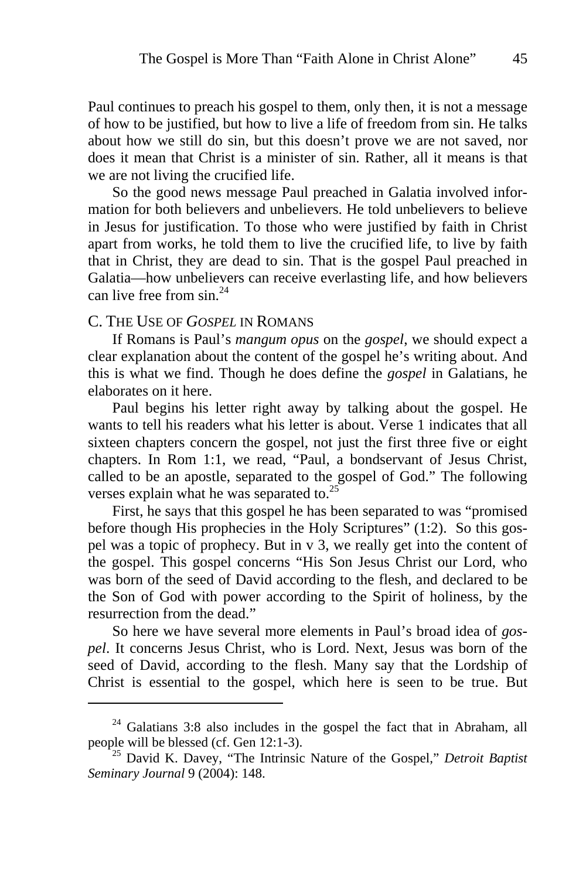Paul continues to preach his gospel to them, only then, it is not a message of how to be justified, but how to live a life of freedom from sin. He talks about how we still do sin, but this doesn't prove we are not saved, nor does it mean that Christ is a minister of sin. Rather, all it means is that we are not living the crucified life.

So the good news message Paul preached in Galatia involved information for both believers and unbelievers. He told unbelievers to believe in Jesus for justification. To those who were justified by faith in Christ apart from works, he told them to live the crucified life, to live by faith that in Christ, they are dead to sin. That is the gospel Paul preached in Galatia—how unbelievers can receive everlasting life, and how believers can live free from sin.[24]

### C. The Use of *Gospel* in Romans

If Romans is Paul's *mangum opus* on the *gospel*, we should expect a clear explanation about the content of the gospel he's writing about. And this is what we find. Though he does define the *gospel* in Galatians, he elaborates on it here.

Paul begins his letter right away by talking about the gospel. He wants to tell his readers what his letter is about. Verse 1 indicates that all sixteen chapters concern the gospel, not just the first three five or eight chapters. In Rom 1:1, we read, "Paul, a bondservant of Jesus Christ, called to be an apostle, separated to the gospel of God." The following verses explain what he was separated to.[25]

First, he says that this gospel he has been separated to was "promised before though His prophecies in the Holy Scriptures" (1:2). So this gospel was a topic of prophecy. But in v 3, we really get into the content of the gospel. This gospel concerns "His Son Jesus Christ our Lord, who was born of the seed of David according to the flesh, and declared to be the Son of God with power according to the Spirit of holiness, by the resurrection from the dead."

So here we have several more elements in Paul's broad idea of *gospel*. It concerns Jesus Christ, who is Lord. Next, Jesus was born of the seed of David, according to the flesh. Many say that the Lordship of Christ is essential to the gospel, which here is seen to be true. But

---

[24] Galatians 3:8 also includes in the gospel the fact that in Abraham, all people will be blessed (cf. Gen 12:1-3).

[25] David K. Davey, "The Intrinsic Nature of the Gospel," *Detroit Baptist Seminary Journal* 9 (2004): 148.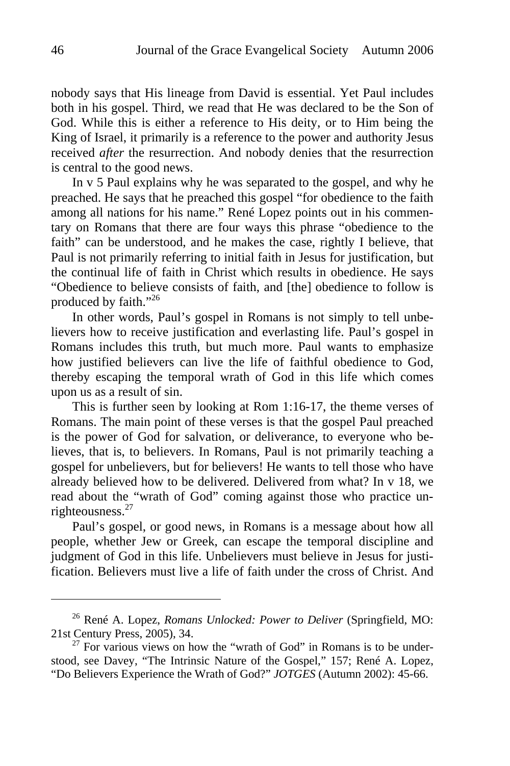nobody says that His lineage from David is essential. Yet Paul includes both in his gospel. Third, we read that He was declared to be the Son of God. While this is either a reference to His deity, or to Him being the King of Israel, it primarily is a reference to the power and authority Jesus received *after* the resurrection. And nobody denies that the resurrection is central to the good news.

In v 5 Paul explains why he was separated to the gospel, and why he preached. He says that he preached this gospel "for obedience to the faith among all nations for his name." René Lopez points out in his commentary on Romans that there are four ways this phrase "obedience to the faith" can be understood, and he makes the case, rightly I believe, that Paul is not primarily referring to initial faith in Jesus for justification, but the continual life of faith in Christ which results in obedience. He says "Obedience to believe consists of faith, and [the] obedience to follow is produced by faith."[26]

In other words, Paul's gospel in Romans is not simply to tell unbelievers how to receive justification and everlasting life. Paul's gospel in Romans includes this truth, but much more. Paul wants to emphasize how justified believers can live the life of faithful obedience to God, thereby escaping the temporal wrath of God in this life which comes upon us as a result of sin.

This is further seen by looking at Rom 1:16-17, the theme verses of Romans. The main point of these verses is that the gospel Paul preached is the power of God for salvation, or deliverance, to everyone who believes, that is, to believers. In Romans, Paul is not primarily teaching a gospel for unbelievers, but for believers! He wants to tell those who have already believed how to be delivered. Delivered from what? In v 18, we read about the "wrath of God" coming against those who practice unrighteousness.[27]

Paul's gospel, or good news, in Romans is a message about how all people, whether Jew or Greek, can escape the temporal discipline and judgment of God in this life. Unbelievers must believe in Jesus for justification. Believers must live a life of faith under the cross of Christ. And

---

[26] René A. Lopez, *Romans Unlocked: Power to Deliver* (Springfield, MO: 21st Century Press, 2005), 34.

[27] For various views on how the "wrath of God" in Romans is to be understood, see Davey, "The Intrinsic Nature of the Gospel," 157; René A. Lopez, "Do Believers Experience the Wrath of God?" *JOTGES* (Autumn 2002): 45-66.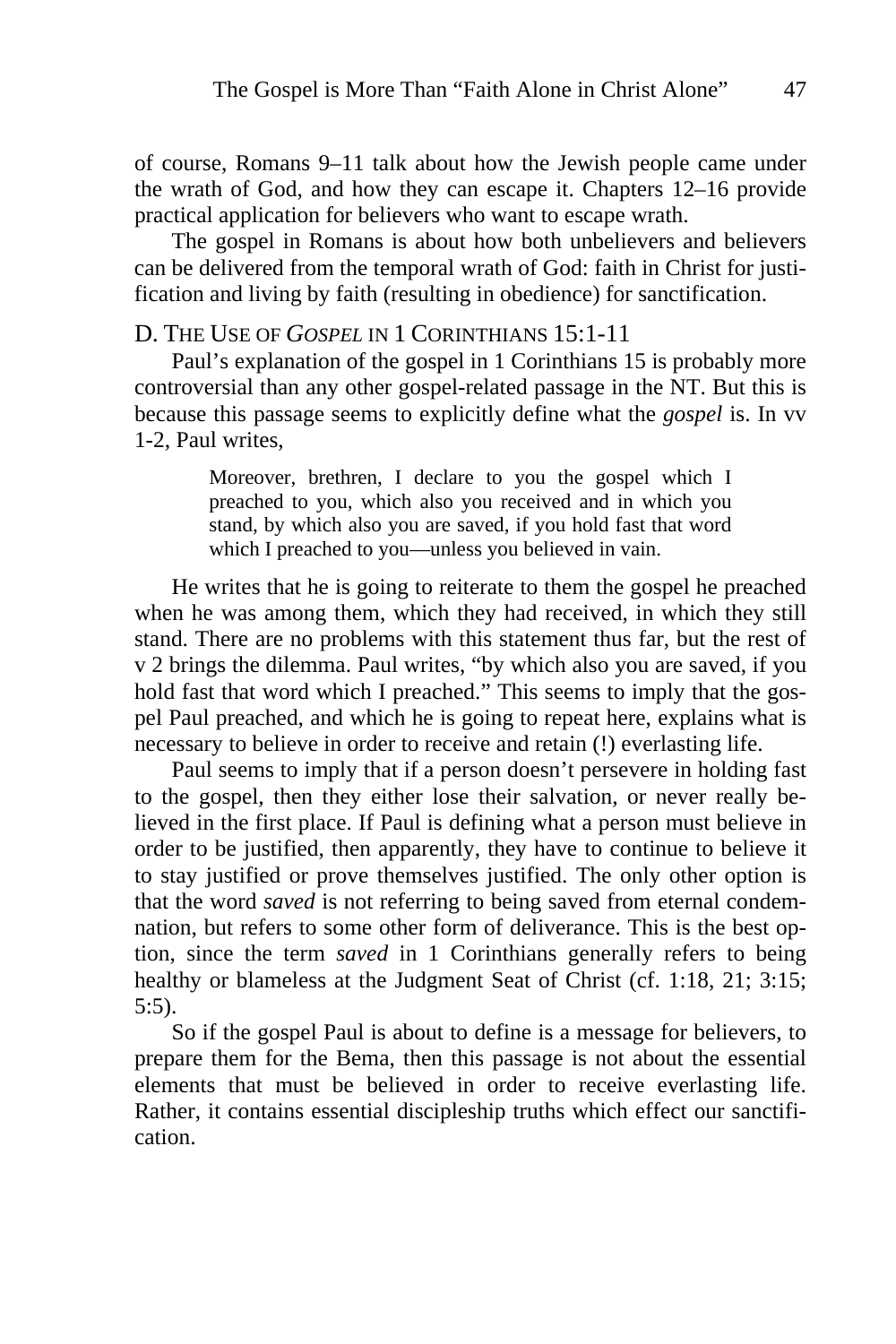of course, Romans 9–11 talk about how the Jewish people came under the wrath of God, and how they can escape it. Chapters 12–16 provide practical application for believers who want to escape wrath.

The gospel in Romans is about how both unbelievers and believers can be delivered from the temporal wrath of God: faith in Christ for justification and living by faith (resulting in obedience) for sanctification.

### D. The Use of *Gospel* in 1 Corinthians 15:1-11

Paul's explanation of the gospel in 1 Corinthians 15 is probably more controversial than any other gospel-related passage in the NT. But this is because this passage seems to explicitly define what the *gospel* is. In vv 1-2, Paul writes,

> Moreover, brethren, I declare to you the gospel which I preached to you, which also you received and in which you stand, by which also you are saved, if you hold fast that word which I preached to you—unless you believed in vain.

He writes that he is going to reiterate to them the gospel he preached when he was among them, which they had received, in which they still stand. There are no problems with this statement thus far, but the rest of v 2 brings the dilemma. Paul writes, "by which also you are saved, if you hold fast that word which I preached." This seems to imply that the gospel Paul preached, and which he is going to repeat here, explains what is necessary to believe in order to receive and retain (!) everlasting life.

Paul seems to imply that if a person doesn't persevere in holding fast to the gospel, then they either lose their salvation, or never really believed in the first place. If Paul is defining what a person must believe in order to be justified, then apparently, they have to continue to believe it to stay justified or prove themselves justified. The only other option is that the word *saved* is not referring to being saved from eternal condemnation, but refers to some other form of deliverance. This is the best option, since the term *saved* in 1 Corinthians generally refers to being healthy or blameless at the Judgment Seat of Christ (cf. 1:18, 21; 3:15; 5:5).

So if the gospel Paul is about to define is a message for believers, to prepare them for the Bema, then this passage is not about the essential elements that must be believed in order to receive everlasting life. Rather, it contains essential discipleship truths which effect our sanctification.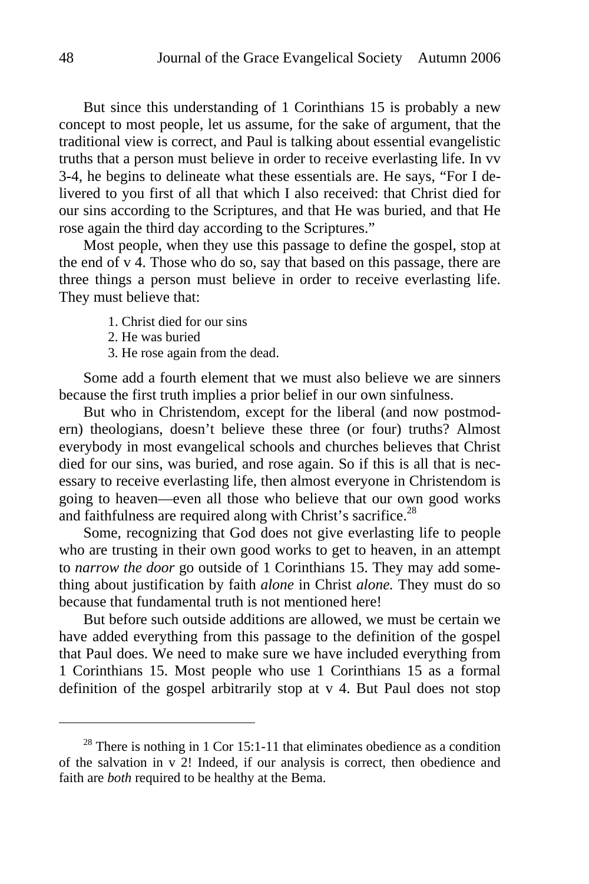But since this understanding of 1 Corinthians 15 is probably a new concept to most people, let us assume, for the sake of argument, that the traditional view is correct, and Paul is talking about essential evangelistic truths that a person must believe in order to receive everlasting life. In vv 3-4, he begins to delineate what these essentials are. He says, "For I delivered to you first of all that which I also received: that Christ died for our sins according to the Scriptures, and that He was buried, and that He rose again the third day according to the Scriptures."

Most people, when they use this passage to define the gospel, stop at the end of v 4. Those who do so, say that based on this passage, there are three things a person must believe in order to receive everlasting life. They must believe that:

1. Christ died for our sins
2. He was buried
3. He rose again from the dead.

Some add a fourth element that we must also believe we are sinners because the first truth implies a prior belief in our own sinfulness.

But who in Christendom, except for the liberal (and now postmodern) theologians, doesn't believe these three (or four) truths? Almost everybody in most evangelical schools and churches believes that Christ died for our sins, was buried, and rose again. So if this is all that is necessary to receive everlasting life, then almost everyone in Christendom is going to heaven—even all those who believe that our own good works and faithfulness are required along with Christ's sacrifice.[28]

Some, recognizing that God does not give everlasting life to people who are trusting in their own good works to get to heaven, in an attempt to *narrow the door* go outside of 1 Corinthians 15. They may add something about justification by faith *alone* in Christ *alone.* They must do so because that fundamental truth is not mentioned here!

But before such outside additions are allowed, we must be certain we have added everything from this passage to the definition of the gospel that Paul does. We need to make sure we have included everything from 1 Corinthians 15. Most people who use 1 Corinthians 15 as a formal definition of the gospel arbitrarily stop at v 4. But Paul does not stop

---

[28] There is nothing in 1 Cor 15:1-11 that eliminates obedience as a condition of the salvation in v 2! Indeed, if our analysis is correct, then obedience and faith are *both* required to be healthy at the Bema.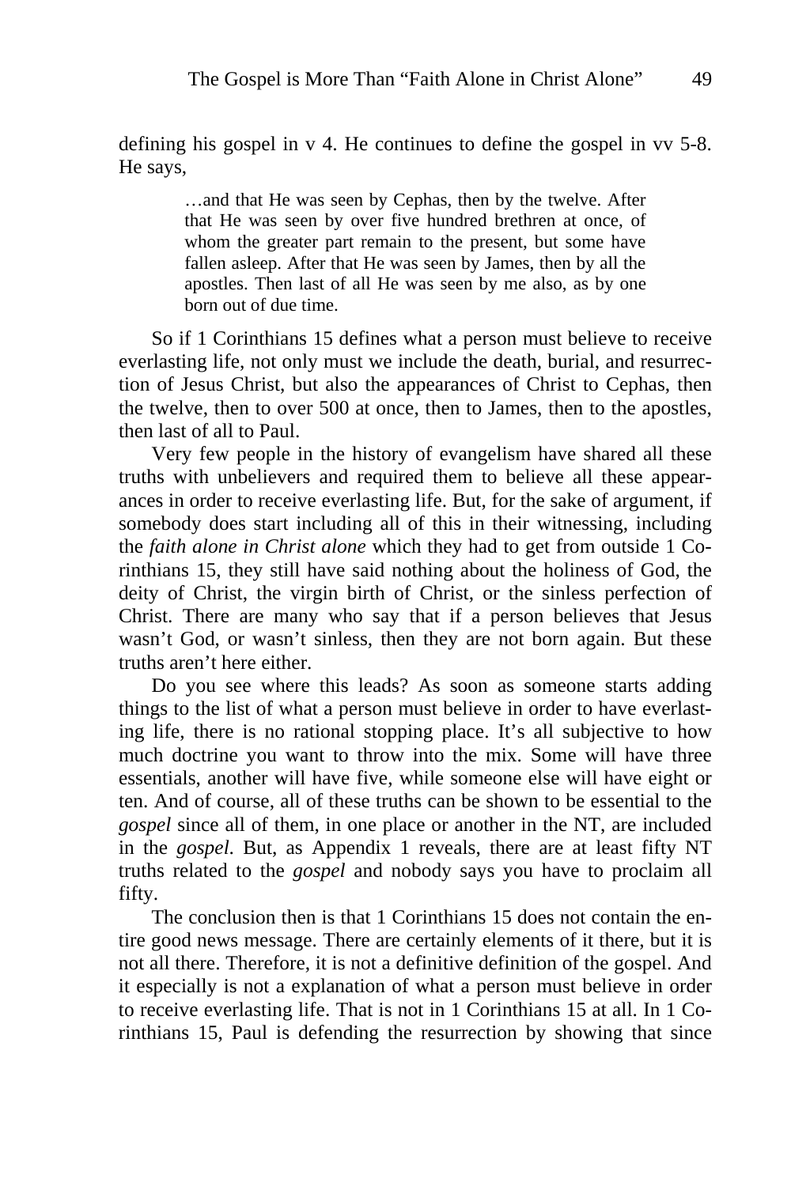defining his gospel in v 4. He continues to define the gospel in vv 5-8. He says,

> …and that He was seen by Cephas, then by the twelve. After that He was seen by over five hundred brethren at once, of whom the greater part remain to the present, but some have fallen asleep. After that He was seen by James, then by all the apostles. Then last of all He was seen by me also, as by one born out of due time.

So if 1 Corinthians 15 defines what a person must believe to receive everlasting life, not only must we include the death, burial, and resurrection of Jesus Christ, but also the appearances of Christ to Cephas, then the twelve, then to over 500 at once, then to James, then to the apostles, then last of all to Paul.

Very few people in the history of evangelism have shared all these truths with unbelievers and required them to believe all these appearances in order to receive everlasting life. But, for the sake of argument, if somebody does start including all of this in their witnessing, including the *faith alone in Christ alone* which they had to get from outside 1 Corinthians 15, they still have said nothing about the holiness of God, the deity of Christ, the virgin birth of Christ, or the sinless perfection of Christ. There are many who say that if a person believes that Jesus wasn't God, or wasn't sinless, then they are not born again. But these truths aren't here either.

Do you see where this leads? As soon as someone starts adding things to the list of what a person must believe in order to have everlasting life, there is no rational stopping place. It's all subjective to how much doctrine you want to throw into the mix. Some will have three essentials, another will have five, while someone else will have eight or ten. And of course, all of these truths can be shown to be essential to the *gospel* since all of them, in one place or another in the NT, are included in the *gospel*. But, as Appendix 1 reveals, there are at least fifty NT truths related to the *gospel* and nobody says you have to proclaim all fifty.

The conclusion then is that 1 Corinthians 15 does not contain the entire good news message. There are certainly elements of it there, but it is not all there. Therefore, it is not a definitive definition of the gospel. And it especially is not a explanation of what a person must believe in order to receive everlasting life. That is not in 1 Corinthians 15 at all. In 1 Corinthians 15, Paul is defending the resurrection by showing that since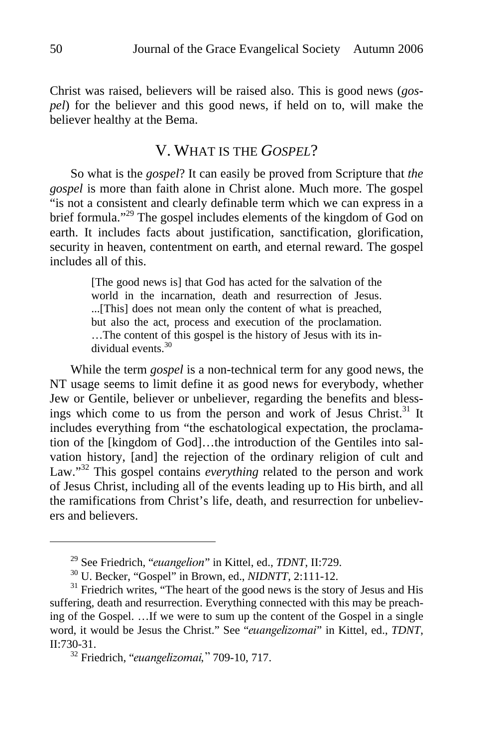Christ was raised, believers will be raised also. This is good news (*gospel*) for the believer and this good news, if held on to, will make the believer healthy at the Bema.

## V. WHAT IS THE *GOSPEL*?

So what is the *gospel*? It can easily be proved from Scripture that *the gospel* is more than faith alone in Christ alone. Much more. The gospel "is not a consistent and clearly definable term which we can express in a brief formula."[29] The gospel includes elements of the kingdom of God on earth. It includes facts about justification, sanctification, glorification, security in heaven, contentment on earth, and eternal reward. The gospel includes all of this.

> [The good news is] that God has acted for the salvation of the world in the incarnation, death and resurrection of Jesus. ...[This] does not mean only the content of what is preached, but also the act, process and execution of the proclamation. …The content of this gospel is the history of Jesus with its individual events.[30]

While the term *gospel* is a non-technical term for any good news, the NT usage seems to limit define it as good news for everybody, whether Jew or Gentile, believer or unbeliever, regarding the benefits and blessings which come to us from the person and work of Jesus Christ.[31] It includes everything from "the eschatological expectation, the proclamation of the [kingdom of God]…the introduction of the Gentiles into salvation history, [and] the rejection of the ordinary religion of cult and Law."[32] This gospel contains *everything* related to the person and work of Jesus Christ, including all of the events leading up to His birth, and all the ramifications from Christ's life, death, and resurrection for unbelievers and believers.

---

[29] See Friedrich, "*euangelion*" in Kittel, ed., *TDNT*, II:729.

[30] U. Becker, "Gospel" in Brown, ed., *NIDNTT*, 2:111-12.

[31] Friedrich writes, "The heart of the good news is the story of Jesus and His suffering, death and resurrection. Everything connected with this may be preaching of the Gospel. …If we were to sum up the content of the Gospel in a single word, it would be Jesus the Christ." See "*euangelizomai*" in Kittel, ed., *TDNT*, II:730-31.

[32] Friedrich, "*euangelizomai,*" 709-10, 717.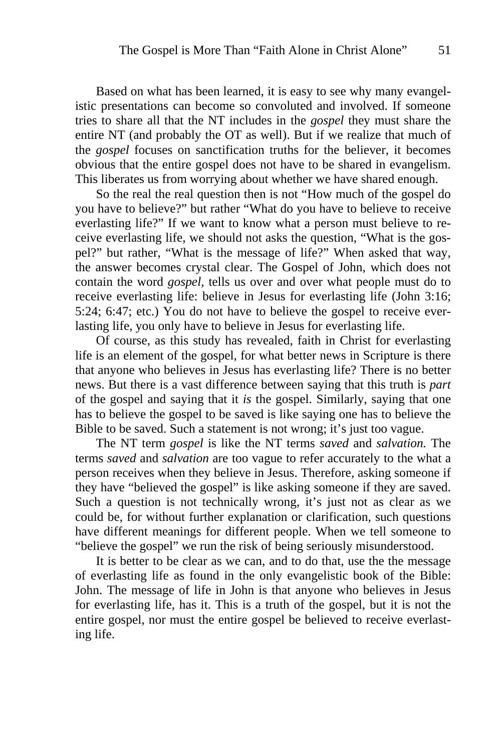Based on what has been learned, it is easy to see why many evangelistic presentations can become so convoluted and involved. If someone tries to share all that the NT includes in the *gospel* they must share the entire NT (and probably the OT as well). But if we realize that much of the *gospel* focuses on sanctification truths for the believer, it becomes obvious that the entire gospel does not have to be shared in evangelism. This liberates us from worrying about whether we have shared enough.

So the real the real question then is not "How much of the gospel do you have to believe?" but rather "What do you have to believe to receive everlasting life?" If we want to know what a person must believe to receive everlasting life, we should not asks the question, "What is the gospel?" but rather, "What is the message of life?" When asked that way, the answer becomes crystal clear. The Gospel of John, which does not contain the word *gospel,* tells us over and over what people must do to receive everlasting life: believe in Jesus for everlasting life (John 3:16; 5:24; 6:47; etc.) You do not have to believe the gospel to receive everlasting life, you only have to believe in Jesus for everlasting life.

Of course, as this study has revealed, faith in Christ for everlasting life is an element of the gospel, for what better news in Scripture is there that anyone who believes in Jesus has everlasting life? There is no better news. But there is a vast difference between saying that this truth is *part* of the gospel and saying that it *is* the gospel. Similarly, saying that one has to believe the gospel to be saved is like saying one has to believe the Bible to be saved. Such a statement is not wrong; it's just too vague.

The NT term *gospel* is like the NT terms *saved* and *salvation.* The terms *saved* and *salvation* are too vague to refer accurately to the what a person receives when they believe in Jesus. Therefore, asking someone if they have "believed the gospel" is like asking someone if they are saved. Such a question is not technically wrong, it's just not as clear as we could be, for without further explanation or clarification, such questions have different meanings for different people. When we tell someone to "believe the gospel" we run the risk of being seriously misunderstood.

It is better to be clear as we can, and to do that, use the the message of everlasting life as found in the only evangelistic book of the Bible: John. The message of life in John is that anyone who believes in Jesus for everlasting life, has it. This is a truth of the gospel, but it is not the entire gospel, nor must the entire gospel be believed to receive everlasting life.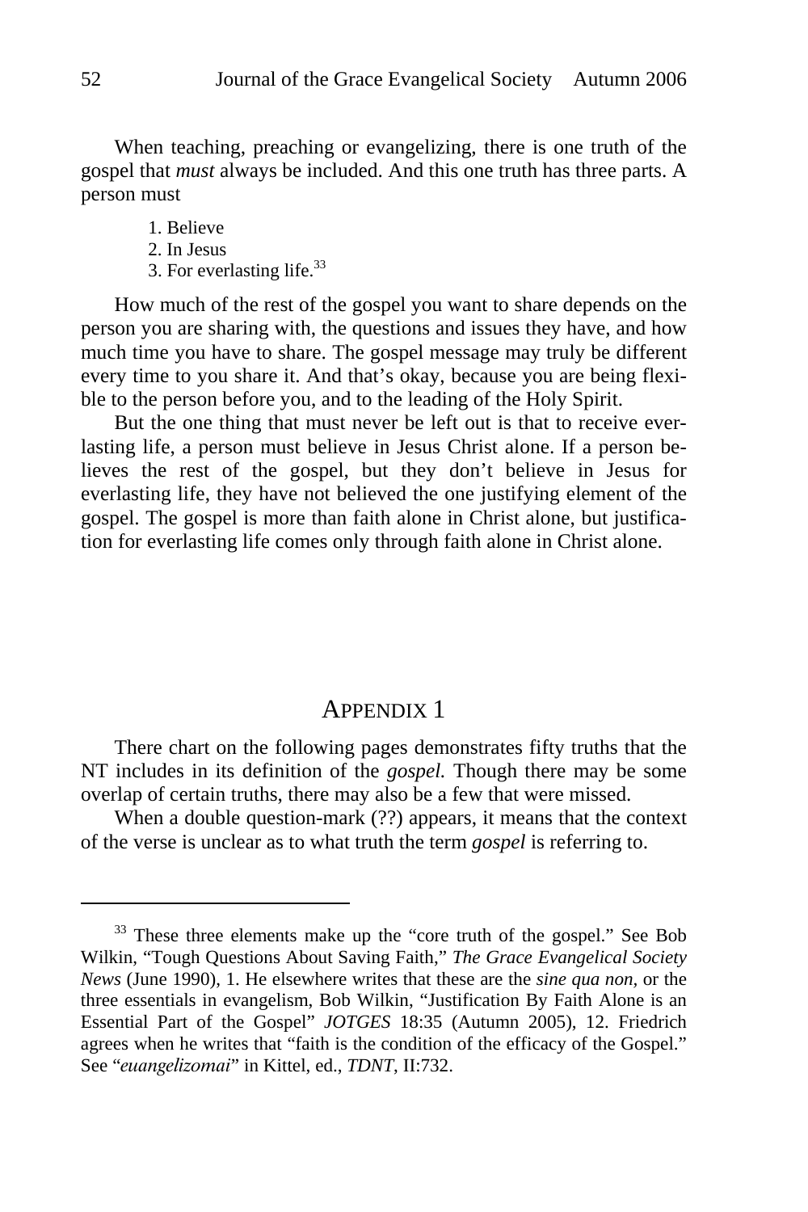When teaching, preaching or evangelizing, there is one truth of the gospel that *must* always be included. And this one truth has three parts. A person must

1. Believe
2. In Jesus
3. For everlasting life.[33]

How much of the rest of the gospel you want to share depends on the person you are sharing with, the questions and issues they have, and how much time you have to share. The gospel message may truly be different every time to you share it. And that's okay, because you are being flexible to the person before you, and to the leading of the Holy Spirit.

But the one thing that must never be left out is that to receive everlasting life, a person must believe in Jesus Christ alone. If a person believes the rest of the gospel, but they don't believe in Jesus for everlasting life, they have not believed the one justifying element of the gospel. The gospel is more than faith alone in Christ alone, but justification for everlasting life comes only through faith alone in Christ alone.

## Appendix 1

There chart on the following pages demonstrates fifty truths that the NT includes in its definition of the *gospel.* Though there may be some overlap of certain truths, there may also be a few that were missed.

When a double question-mark (??) appears, it means that the context of the verse is unclear as to what truth the term *gospel* is referring to.

---

[33] These three elements make up the "core truth of the gospel." See Bob Wilkin, "Tough Questions About Saving Faith," *The Grace Evangelical Society News* (June 1990), 1. He elsewhere writes that these are the *sine qua non*, or the three essentials in evangelism, Bob Wilkin, "Justification By Faith Alone is an Essential Part of the Gospel" *JOTGES* 18:35 (Autumn 2005), 12. Friedrich agrees when he writes that "faith is the condition of the efficacy of the Gospel." See "*euangelizomai*" in Kittel, ed., *TDNT*, II:732.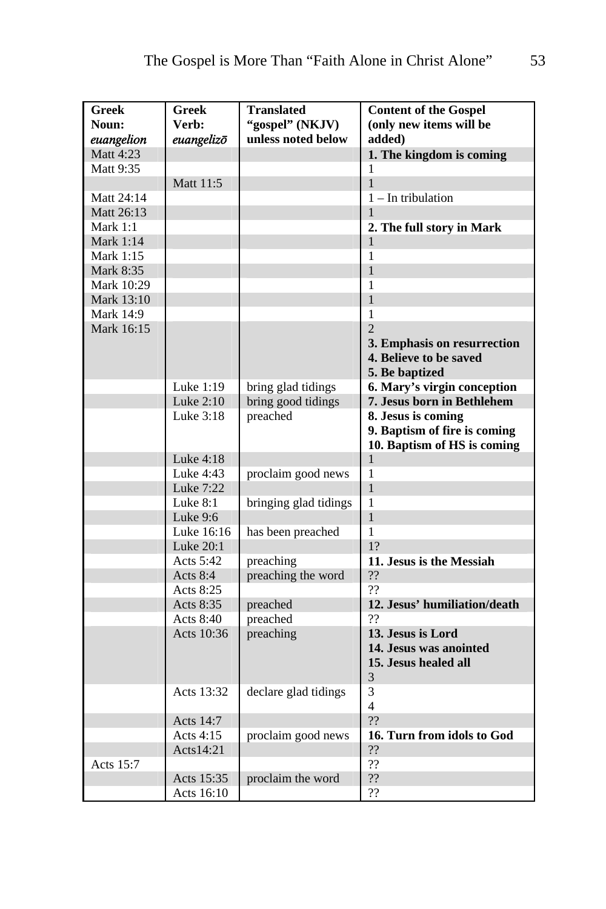| **Greek Noun:** ***euangelion*** | **Greek Verb:** ***euangelizō*** | **Translated "gospel" (NKJV) unless noted below** | **Content of the Gospel (only new items will be added)** |
|---|---|---|---|
| Matt 4:23 | | | **1. The kingdom is coming** |
| Matt 9:35 | | | 1 |
| | Matt 11:5 | | 1 |
| Matt 24:14 | | | 1 – In tribulation |
| Matt 26:13 | | | 1 |
| Mark 1:1 | | | **2. The full story in Mark** |
| Mark 1:14 | | | 1 |
| Mark 1:15 | | | 1 |
| Mark 8:35 | | | 1 |
| Mark 10:29 | | | 1 |
| Mark 13:10 | | | 1 |
| Mark 14:9 | | | 1 |
| Mark 16:15 | | | 2<br>**3. Emphasis on resurrection**<br>**4. Believe to be saved**<br>**5. Be baptized** |
| | Luke 1:19 | bring glad tidings | **6. Mary's virgin conception** |
| | Luke 2:10 | bring good tidings | **7. Jesus born in Bethlehem** |
| | Luke 3:18 | preached | **8. Jesus is coming**<br>**9. Baptism of fire is coming**<br>**10. Baptism of HS is coming** |
| | Luke 4:18 | | 1 |
| | Luke 4:43 | proclaim good news | 1 |
| | Luke 7:22 | | 1 |
| | Luke 8:1 | bringing glad tidings | 1 |
| | Luke 9:6 | | 1 |
| | Luke 16:16 | has been preached | 1 |
| | Luke 20:1 | | 1? |
| | Acts 5:42 | preaching | **11. Jesus is the Messiah** |
| | Acts 8:4 | preaching the word | ?? |
| | Acts 8:25 | | ?? |
| | Acts 8:35 | preached | **12. Jesus' humiliation/death** |
| | Acts 8:40 | preached | ?? |
| | Acts 10:36 | preaching | **13. Jesus is Lord**<br>**14. Jesus was anointed**<br>**15. Jesus healed all**<br>3 |
| | Acts 13:32 | declare glad tidings | 3<br>4 |
| | Acts 14:7 | | ?? |
| | Acts 4:15 | proclaim good news | **16. Turn from idols to God** |
| | Acts14:21 | | ?? |
| Acts 15:7 | | | ?? |
| | Acts 15:35 | proclaim the word | ?? |
| | Acts 16:10 | | ?? |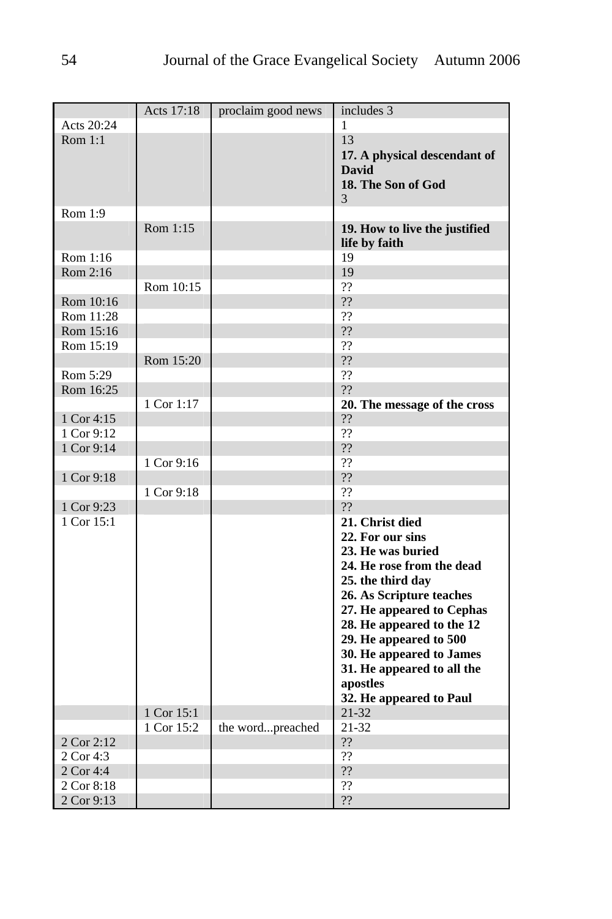| | Acts 17:18 | proclaim good news | includes 3 |
|---|---|---|---|
| Acts 20:24 | | | 1 |
| Rom 1:1 | | | 13<br>**17. A physical descendant of David**<br>**18. The Son of God**<br>3 |
| Rom 1:9 | | | |
| | Rom 1:15 | | **19. How to live the justified life by faith** |
| Rom 1:16 | | | 19 |
| Rom 2:16 | | | 19 |
| | Rom 10:15 | | ?? |
| Rom 10:16 | | | ?? |
| Rom 11:28 | | | ?? |
| Rom 15:16 | | | ?? |
| Rom 15:19 | | | ?? |
| | Rom 15:20 | | ?? |
| Rom 5:29 | | | ?? |
| Rom 16:25 | | | ?? |
| | 1 Cor 1:17 | | **20. The message of the cross** |
| 1 Cor 4:15 | | | ?? |
| 1 Cor 9:12 | | | ?? |
| 1 Cor 9:14 | | | ?? |
| | 1 Cor 9:16 | | ?? |
| 1 Cor 9:18 | | | ?? |
| | 1 Cor 9:18 | | ?? |
| 1 Cor 9:23 | | | ?? |
| 1 Cor 15:1 | | | **21. Christ died**<br>**22. For our sins**<br>**23. He was buried**<br>**24. He rose from the dead**<br>**25. the third day**<br>**26. As Scripture teaches**<br>**27. He appeared to Cephas**<br>**28. He appeared to the 12**<br>**29. He appeared to 500**<br>**30. He appeared to James**<br>**31. He appeared to all the apostles**<br>**32. He appeared to Paul** |
| | 1 Cor 15:1 | | 21-32 |
| | 1 Cor 15:2 | the word...preached | 21-32 |
| 2 Cor 2:12 | | | ?? |
| 2 Cor 4:3 | | | ?? |
| 2 Cor 4:4 | | | ?? |
| 2 Cor 8:18 | | | ?? |
| 2 Cor 9:13 | | | ?? |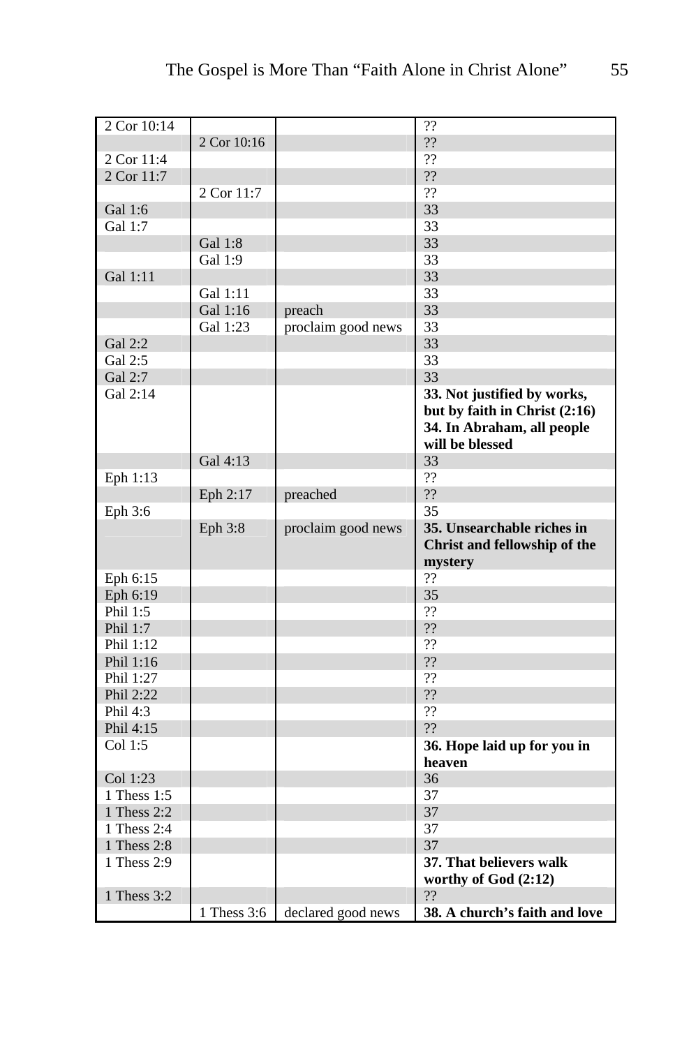| | | | |
|---|---|---|---|
| 2 Cor 10:14 | | | ?? |
| | 2 Cor 10:16 | | ?? |
| 2 Cor 11:4 | | | ?? |
| 2 Cor 11:7 | | | ?? |
| | 2 Cor 11:7 | | ?? |
| Gal 1:6 | | | 33 |
| Gal 1:7 | | | 33 |
| | Gal 1:8 | | 33 |
| | Gal 1:9 | | 33 |
| Gal 1:11 | | | 33 |
| | Gal 1:11 | | 33 |
| | Gal 1:16 | preach | 33 |
| | Gal 1:23 | proclaim good news | 33 |
| Gal 2:2 | | | 33 |
| Gal 2:5 | | | 33 |
| Gal 2:7 | | | 33 |
| Gal 2:14 | | | **33. Not justified by works, but by faith in Christ (2:16)** **34. In Abraham, all people will be blessed** |
| | Gal 4:13 | | 33 |
| Eph 1:13 | | | ?? |
| | Eph 2:17 | preached | ?? |
| Eph 3:6 | | | 35 |
| | Eph 3:8 | proclaim good news | **35. Unsearchable riches in Christ and fellowship of the mystery** |
| Eph 6:15 | | | ?? |
| Eph 6:19 | | | 35 |
| Phil 1:5 | | | ?? |
| Phil 1:7 | | | ?? |
| Phil 1:12 | | | ?? |
| Phil 1:16 | | | ?? |
| Phil 1:27 | | | ?? |
| Phil 2:22 | | | ?? |
| Phil 4:3 | | | ?? |
| Phil 4:15 | | | ?? |
| Col 1:5 | | | **36. Hope laid up for you in heaven** |
| Col 1:23 | | | 36 |
| 1 Thess 1:5 | | | 37 |
| 1 Thess 2:2 | | | 37 |
| 1 Thess 2:4 | | | 37 |
| 1 Thess 2:8 | | | 37 |
| 1 Thess 2:9 | | | **37. That believers walk worthy of God (2:12)** |
| 1 Thess 3:2 | | | ?? |
| | 1 Thess 3:6 | declared good news | **38. A church's faith and love** |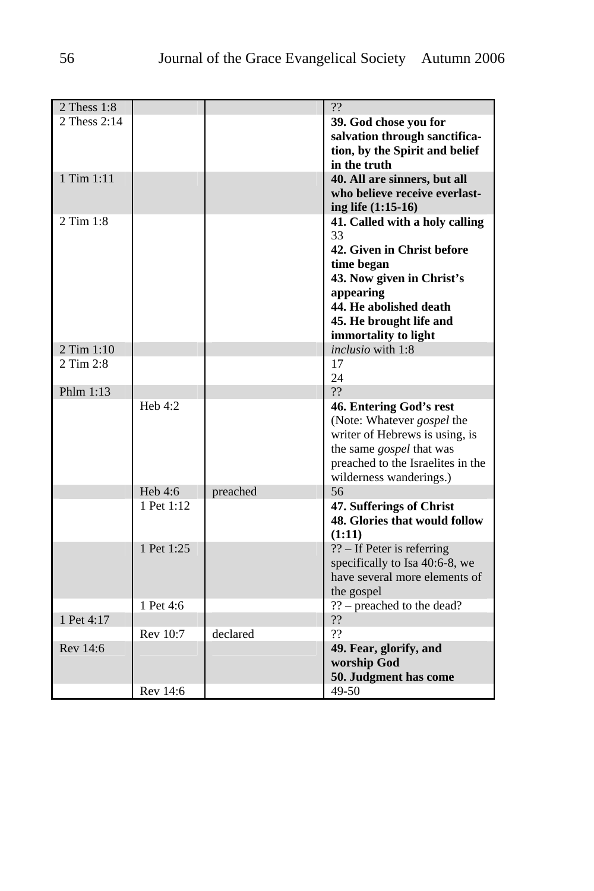| | | | |
|---|---|---|---|
| 2 Thess 1:8 | | | ?? |
| 2 Thess 2:14 | | | **39. God chose you for salvation through sanctification, by the Spirit and belief in the truth** |
| 1 Tim 1:11 | | | **40. All are sinners, but all who believe receive everlasting life (1:15-16)** |
| 2 Tim 1:8 | | | **41. Called with a holy calling**<br>33<br>**42. Given in Christ before time began**<br>**43. Now given in Christ's appearing**<br>**44. He abolished death**<br>**45. He brought life and immortality to light** |
| 2 Tim 1:10 | | | *inclusio* with 1:8 |
| 2 Tim 2:8 | | | 17<br>24 |
| Phlm 1:13 | | | ?? |
| | Heb 4:2 | | **46. Entering God's rest**<br>(Note: Whatever *gospel* the writer of Hebrews is using, is the same *gospel* that was preached to the Israelites in the wilderness wanderings.) |
| | Heb 4:6 | preached | 56 |
| | 1 Pet 1:12 | | **47. Sufferings of Christ**<br>**48. Glories that would follow (1:11)** |
| | 1 Pet 1:25 | | ?? – If Peter is referring specifically to Isa 40:6-8, we have several more elements of the gospel |
| | 1 Pet 4:6 | | ?? – preached to the dead? |
| 1 Pet 4:17 | | | ?? |
| | Rev 10:7 | declared | ?? |
| Rev 14:6 | | | **49. Fear, glorify, and worship God**<br>**50. Judgment has come** |
| | Rev 14:6 | | 49-50 |